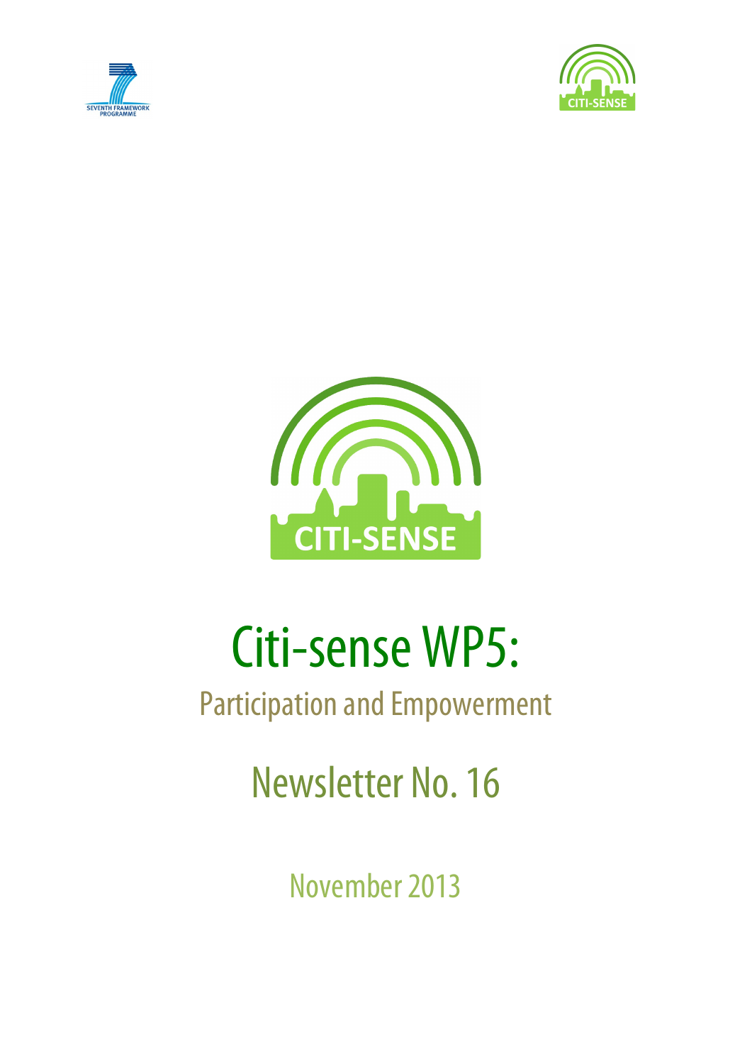# Citi-sense WP5:

## Participation and Empowerment

## Newsletter No. 16

November 2013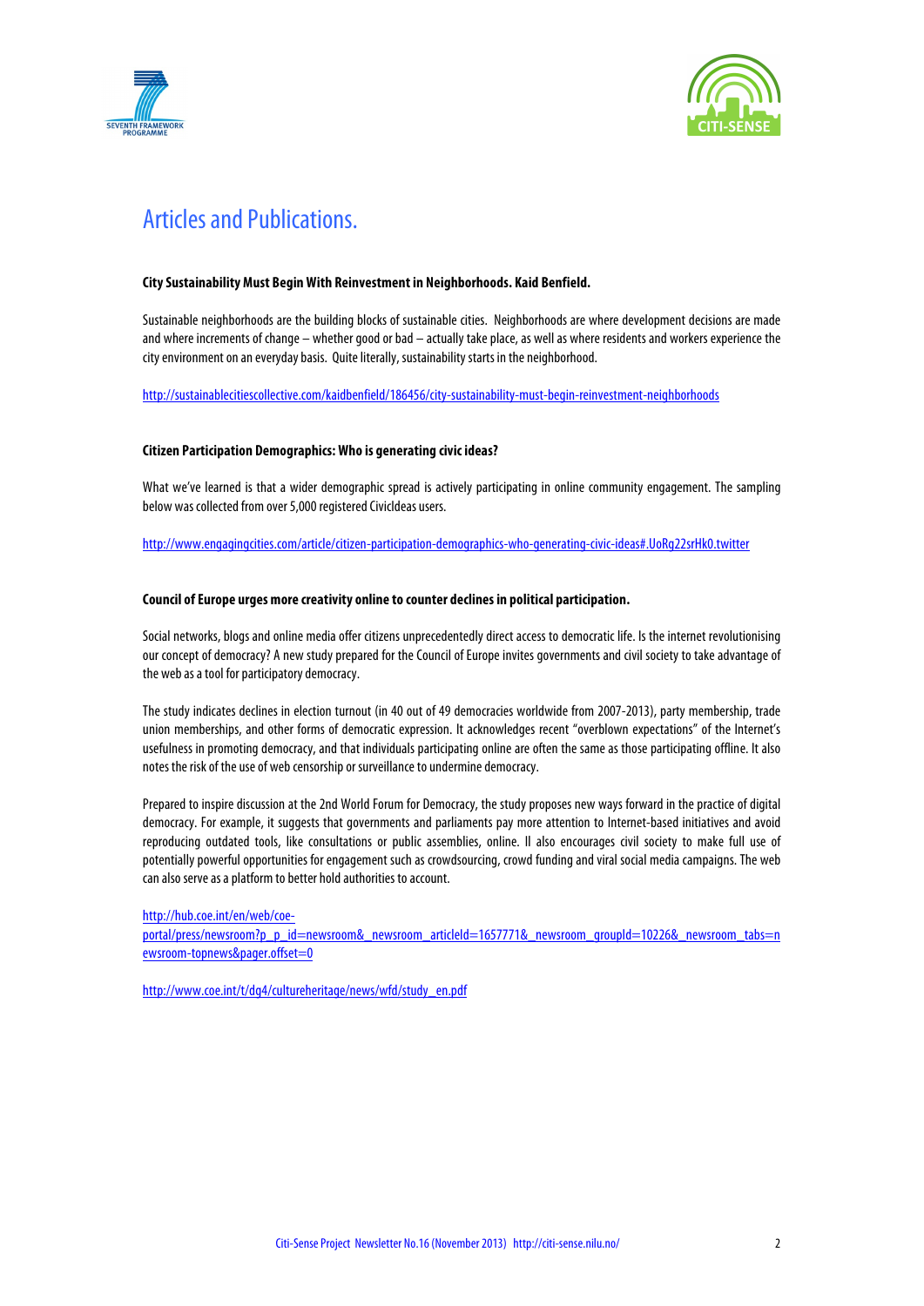# Articles and Publications.

**City Sustainability Must Begin With Reinvestment in Neighborhoods. Kaid Benfield.**

Sustainable neighborhoods are the building blocks of sustainable cities. Neighborhoods are where development decisions are made and where increments of change – whether good or bad – actually take place, as well as where residents and workers experience the city environment on an everyday basis. Quite literally, sustainability starts in the neighborhood.

http://sustainablecitiescollective.com/kaidbenfield/186456/city-sustainability-must-begin-reinvestment-neighborhoods

**Citizen Participation Demographics: Who is generating civic ideas?**

What we've learned is that a wider demographic spread is actively participating in online community engagement. The sampling below was collected from over 5,000 registered CivicIdeas users.

http://www.engagingcities.com/article/citizen-participation-demographics-who-generating-civic-ideas#.UoRg22srHk0.twitter

**Council of Europe urges more creativity online to counter declines in political participation.**

Social networks, blogs and online media offer citizens unprecedentedly direct access to democratic life. Is the internet revolutionising our concept of democracy? A new study prepared for the Council of Europe invites governments and civil society to take advantage of the web as a tool for participatory democracy.

The study indicates declines in election turnout (in 40 out of 49 democracies worldwide from 2007-2013), party membership, trade union memberships, and other forms of democratic expression. It acknowledges recent "overblown expectations" of the Internet's usefulness in promoting democracy, and that individuals participating online are often the same as those participating offline. It also notes the risk of the use of web censorship or surveillance to undermine democracy.

Prepared to inspire discussion at the 2nd World Forum for Democracy, the study proposes new ways forward in the practice of digital democracy. For example, it suggests that governments and parliaments pay more attention to Internet-based initiatives and avoid reproducing outdated tools, like consultations or public assemblies, online. Il also encourages civil society to make full use of potentially powerful opportunities for engagement such as crowdsourcing, crowd funding and viral social media campaigns. The web can also serve as a platform to better hold authorities to account.

http://hub.coe.int/en/web/coe-portal/press/newsroom?p_p_id=newsroom&_newsroom_articleId=1657771&_newsroom_groupId=10226&_newsroom_tabs=newsroom-topnews&pager.offset=0

http://www.coe.int/t/dg4/cultureheritage/news/wfd/study_en.pdf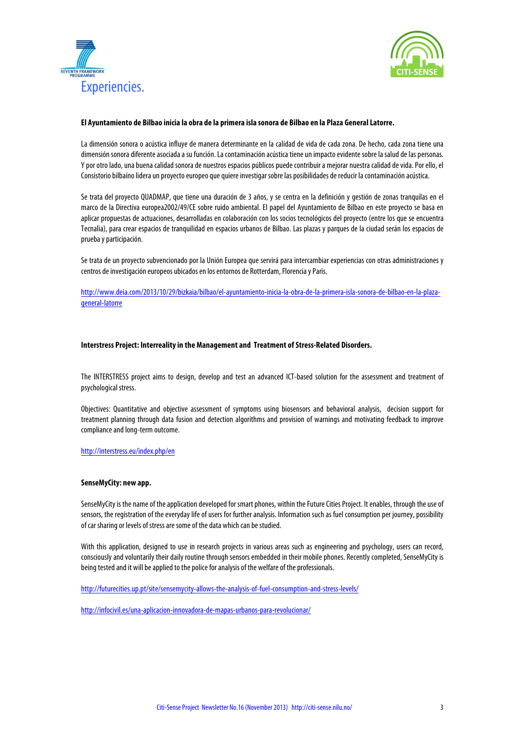# Experiencies.

**El Ayuntamiento de Bilbao inicia la obra de la primera isla sonora de Bilbao en la Plaza General Latorre.**

La dimensión sonora o acústica influye de manera determinante en la calidad de vida de cada zona. De hecho, cada zona tiene una dimensión sonora diferente asociada a su función. La contaminación acústica tiene un impacto evidente sobre la salud de las personas. Y por otro lado, una buena calidad sonora de nuestros espacios públicos puede contribuir a mejorar nuestra calidad de vida. Por ello, el Consistorio bilbaíno lidera un proyecto europeo que quiere investigar sobre las posibilidades de reducir la contaminación acústica.

Se trata del proyecto QUADMAP, que tiene una duración de 3 años, y se centra en la definición y gestión de zonas tranquilas en el marco de la Directiva europea2002/49/CE sobre ruido ambiental. El papel del Ayuntamiento de Bilbao en este proyecto se basa en aplicar propuestas de actuaciones, desarrolladas en colaboración con los socios tecnológicos del proyecto (entre los que se encuentra Tecnalia), para crear espacios de tranquilidad en espacios urbanos de Bilbao. Las plazas y parques de la ciudad serán los espacios de prueba y participación.

Se trata de un proyecto subvencionado por la Unión Europea que servirá para intercambiar experiencias con otras administraciones y centros de investigación europeos ubicados en los entornos de Rotterdam, Florencia y Paris.

http://www.deia.com/2013/10/29/bizkaia/bilbao/el-ayuntamiento-inicia-la-obra-de-la-primera-isla-sonora-de-bilbao-en-la-plaza-general-latorre

**Interstress Project: Interreality in the Management and Treatment of Stress-Related Disorders.**

The INTERSTRESS project aims to design, develop and test an advanced ICT-based solution for the assessment and treatment of psychological stress.

Objectives: Quantitative and objective assessment of symptoms using biosensors and behavioral analysis, decision support for treatment planning through data fusion and detection algorithms and provision of warnings and motivating feedback to improve compliance and long-term outcome.

http://interstress.eu/index.php/en

**SenseMyCity: new app.**

SenseMyCity is the name of the application developed for smart phones, within the Future Cities Project. It enables, through the use of sensors, the registration of the everyday life of users for further analysis. Information such as fuel consumption per journey, possibility of car sharing or levels of stress are some of the data which can be studied.

With this application, designed to use in research projects in various areas such as engineering and psychology, users can record, consciously and voluntarily their daily routine through sensors embedded in their mobile phones. Recently completed, SenseMyCity is being tested and it will be applied to the police for analysis of the welfare of the professionals.

http://futurecities.up.pt/site/sensemycity-allows-the-analysis-of-fuel-consumption-and-stress-levels/

http://infocivil.es/una-aplicacion-innovadora-de-mapas-urbanos-para-revolucionar/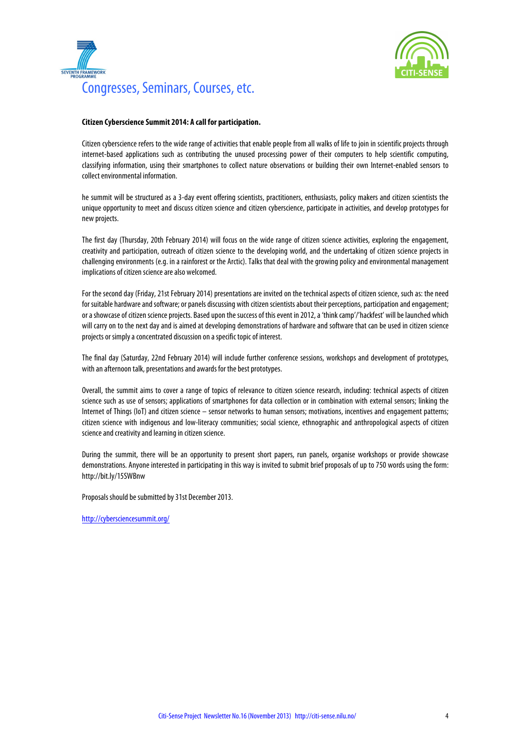# Congresses, Seminars, Courses, etc.

**Citizen Cyberscience Summit 2014: A call for participation.**

Citizen cyberscience refers to the wide range of activities that enable people from all walks of life to join in scientific projects through internet-based applications such as contributing the unused processing power of their computers to help scientific computing, classifying information, using their smartphones to collect nature observations or building their own Internet-enabled sensors to collect environmental information.

he summit will be structured as a 3-day event offering scientists, practitioners, enthusiasts, policy makers and citizen scientists the unique opportunity to meet and discuss citizen science and citizen cyberscience, participate in activities, and develop prototypes for new projects.

The first day (Thursday, 20th February 2014) will focus on the wide range of citizen science activities, exploring the engagement, creativity and participation, outreach of citizen science to the developing world, and the undertaking of citizen science projects in challenging environments (e.g. in a rainforest or the Arctic). Talks that deal with the growing policy and environmental management implications of citizen science are also welcomed.

For the second day (Friday, 21st February 2014) presentations are invited on the technical aspects of citizen science, such as: the need for suitable hardware and software; or panels discussing with citizen scientists about their perceptions, participation and engagement; or a showcase of citizen science projects. Based upon the success of this event in 2012, a 'think camp'/'hackfest' will be launched which will carry on to the next day and is aimed at developing demonstrations of hardware and software that can be used in citizen science projects or simply a concentrated discussion on a specific topic of interest.

The final day (Saturday, 22nd February 2014) will include further conference sessions, workshops and development of prototypes, with an afternoon talk, presentations and awards for the best prototypes.

Overall, the summit aims to cover a range of topics of relevance to citizen science research, including: technical aspects of citizen science such as use of sensors; applications of smartphones for data collection or in combination with external sensors; linking the Internet of Things (IoT) and citizen science – sensor networks to human sensors; motivations, incentives and engagement patterns; citizen science with indigenous and low-literacy communities; social science, ethnographic and anthropological aspects of citizen science and creativity and learning in citizen science.

During the summit, there will be an opportunity to present short papers, run panels, organise workshops or provide showcase demonstrations. Anyone interested in participating in this way is invited to submit brief proposals of up to 750 words using the form: http://bit.ly/15SWBnw

Proposals should be submitted by 31st December 2013.

http://cybersciencesummit.org/